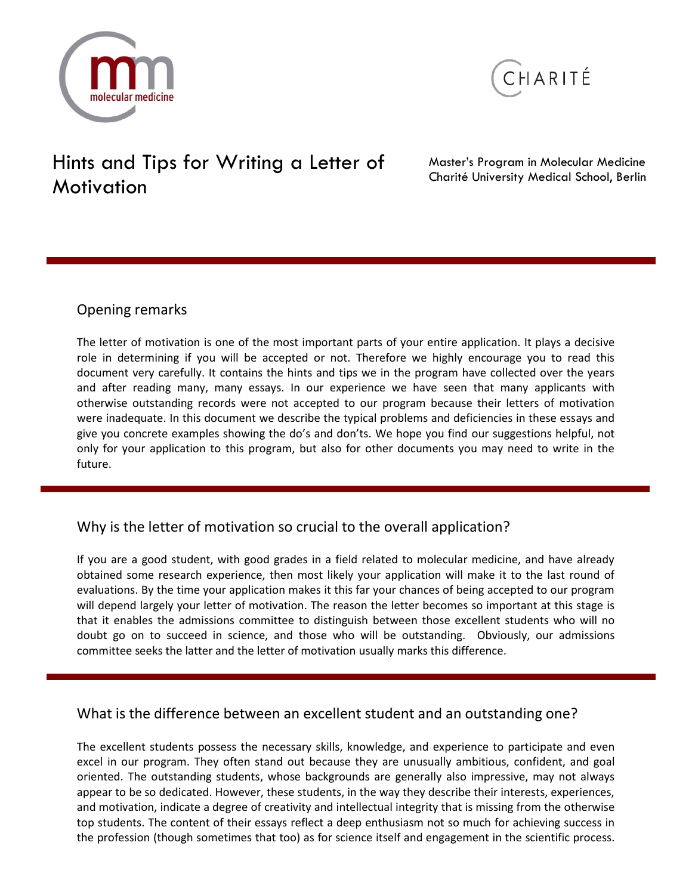# Hints and Tips for Writing a Letter of Motivation

Master's Program in Molecular Medicine
Charité University Medical School, Berlin

## Opening remarks

The letter of motivation is one of the most important parts of your entire application. It plays a decisive role in determining if you will be accepted or not. Therefore we highly encourage you to read this document very carefully. It contains the hints and tips we in the program have collected over the years and after reading many, many essays. In our experience we have seen that many applicants with otherwise outstanding records were not accepted to our program because their letters of motivation were inadequate. In this document we describe the typical problems and deficiencies in these essays and give you concrete examples showing the do's and don'ts. We hope you find our suggestions helpful, not only for your application to this program, but also for other documents you may need to write in the future.

## Why is the letter of motivation so crucial to the overall application?

If you are a good student, with good grades in a field related to molecular medicine, and have already obtained some research experience, then most likely your application will make it to the last round of evaluations. By the time your application makes it this far your chances of being accepted to our program will depend largely your letter of motivation. The reason the letter becomes so important at this stage is that it enables the admissions committee to distinguish between those excellent students who will no doubt go on to succeed in science, and those who will be outstanding. Obviously, our admissions committee seeks the latter and the letter of motivation usually marks this difference.

## What is the difference between an excellent student and an outstanding one?

The excellent students possess the necessary skills, knowledge, and experience to participate and even excel in our program. They often stand out because they are unusually ambitious, confident, and goal oriented. The outstanding students, whose backgrounds are generally also impressive, may not always appear to be so dedicated. However, these students, in the way they describe their interests, experiences, and motivation, indicate a degree of creativity and intellectual integrity that is missing from the otherwise top students. The content of their essays reflect a deep enthusiasm not so much for achieving success in the profession (though sometimes that too) as for science itself and engagement in the scientific process.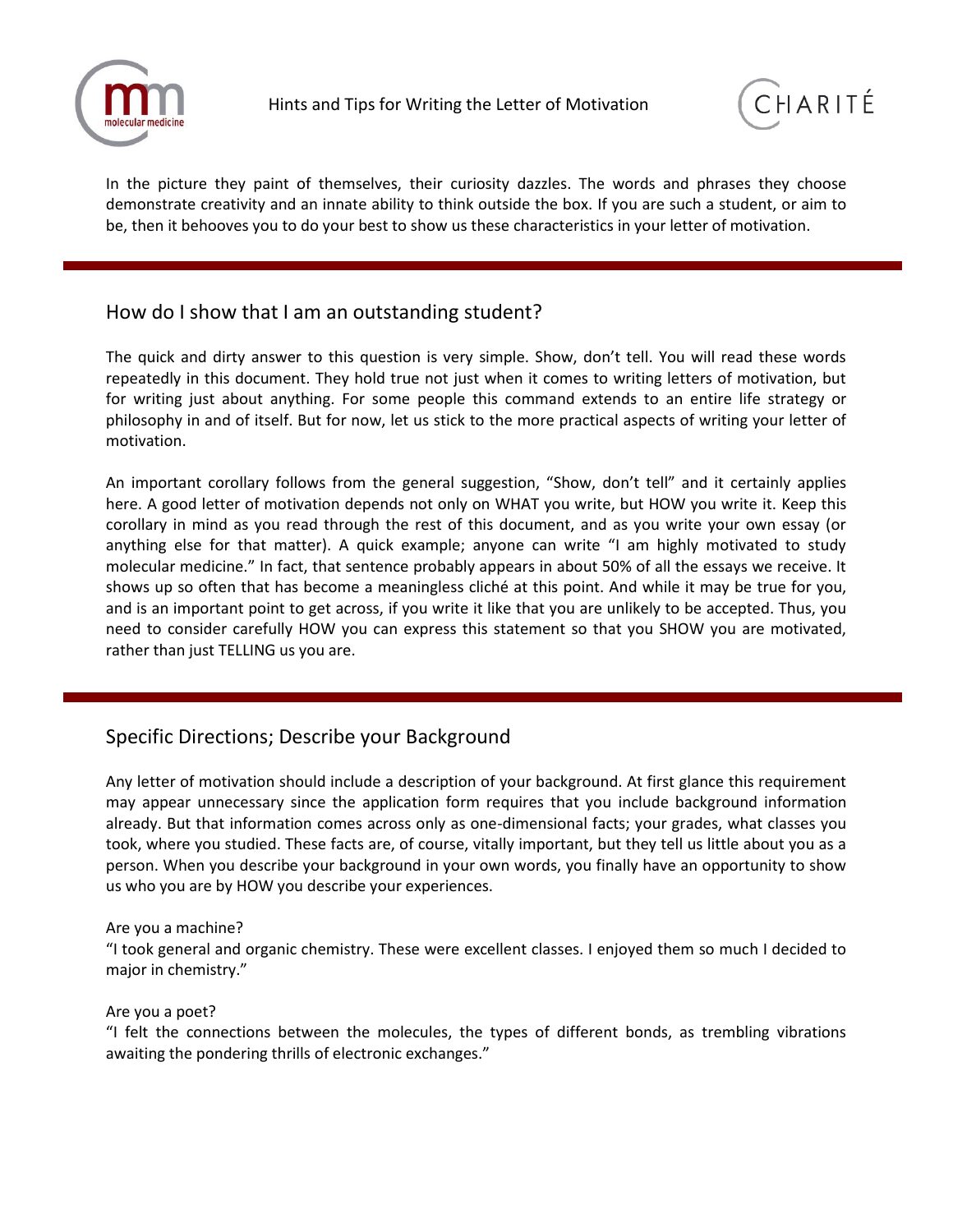In the picture they paint of themselves, their curiosity dazzles. The words and phrases they choose demonstrate creativity and an innate ability to think outside the box. If you are such a student, or aim to be, then it behooves you to do your best to show us these characteristics in your letter of motivation.

## How do I show that I am an outstanding student?

The quick and dirty answer to this question is very simple. Show, don't tell. You will read these words repeatedly in this document. They hold true not just when it comes to writing letters of motivation, but for writing just about anything. For some people this command extends to an entire life strategy or philosophy in and of itself. But for now, let us stick to the more practical aspects of writing your letter of motivation.

An important corollary follows from the general suggestion, "Show, don't tell" and it certainly applies here. A good letter of motivation depends not only on WHAT you write, but HOW you write it. Keep this corollary in mind as you read through the rest of this document, and as you write your own essay (or anything else for that matter). A quick example; anyone can write "I am highly motivated to study molecular medicine." In fact, that sentence probably appears in about 50% of all the essays we receive. It shows up so often that has become a meaningless cliché at this point. And while it may be true for you, and is an important point to get across, if you write it like that you are unlikely to be accepted. Thus, you need to consider carefully HOW you can express this statement so that you SHOW you are motivated, rather than just TELLING us you are.

## Specific Directions; Describe your Background

Any letter of motivation should include a description of your background. At first glance this requirement may appear unnecessary since the application form requires that you include background information already. But that information comes across only as one-dimensional facts; your grades, what classes you took, where you studied. These facts are, of course, vitally important, but they tell us little about you as a person. When you describe your background in your own words, you finally have an opportunity to show us who you are by HOW you describe your experiences.

Are you a machine?
"I took general and organic chemistry. These were excellent classes. I enjoyed them so much I decided to major in chemistry."

Are you a poet?
"I felt the connections between the molecules, the types of different bonds, as trembling vibrations awaiting the pondering thrills of electronic exchanges."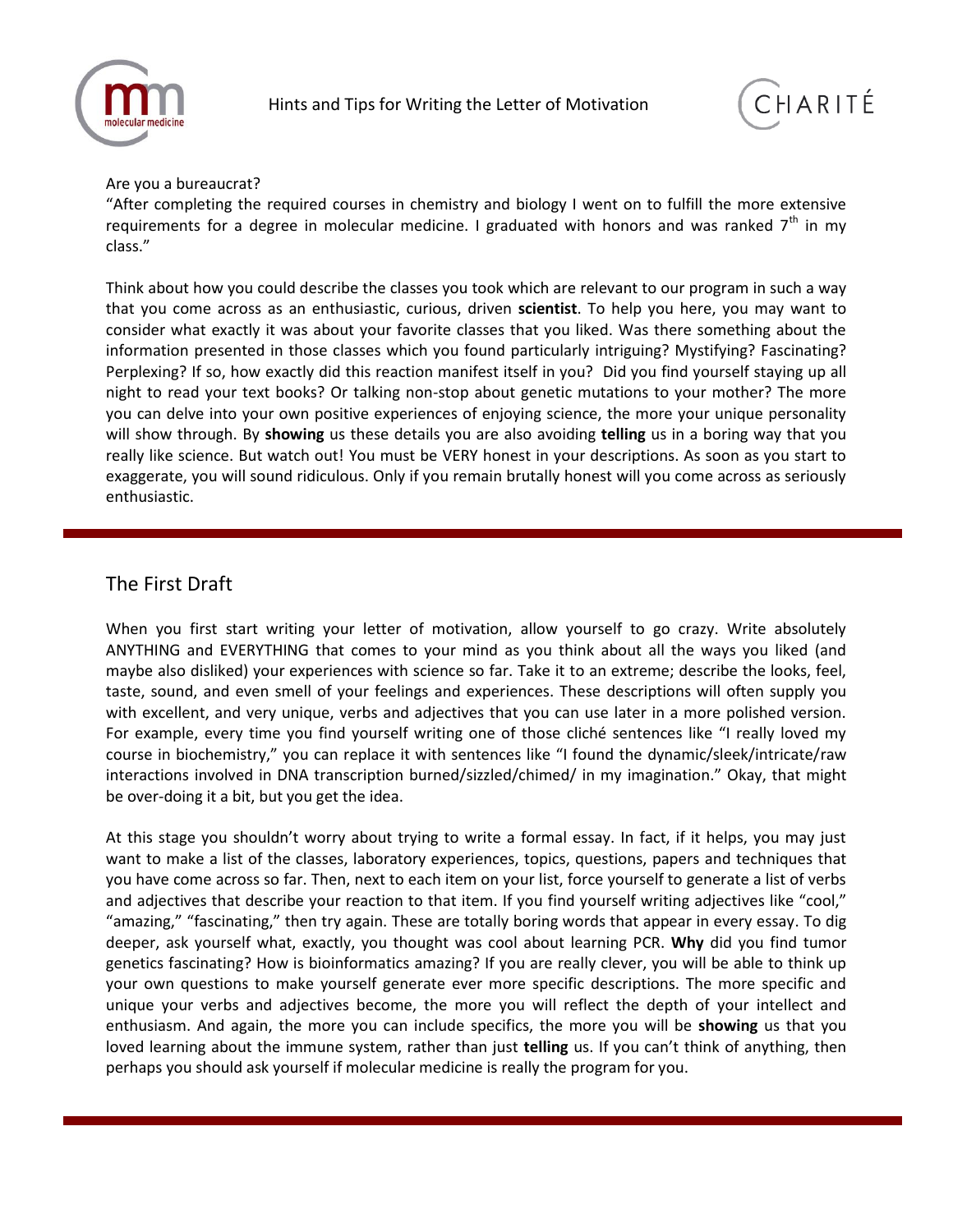Are you a bureaucrat?

"After completing the required courses in chemistry and biology I went on to fulfill the more extensive requirements for a degree in molecular medicine. I graduated with honors and was ranked 7$^{th}$ in my class."

Think about how you could describe the classes you took which are relevant to our program in such a way that you come across as an enthusiastic, curious, driven **scientist**. To help you here, you may want to consider what exactly it was about your favorite classes that you liked. Was there something about the information presented in those classes which you found particularly intriguing? Mystifying? Fascinating? Perplexing? If so, how exactly did this reaction manifest itself in you? Did you find yourself staying up all night to read your text books? Or talking non-stop about genetic mutations to your mother? The more you can delve into your own positive experiences of enjoying science, the more your unique personality will show through. By **showing** us these details you are also avoiding **telling** us in a boring way that you really like science. But watch out! You must be VERY honest in your descriptions. As soon as you start to exaggerate, you will sound ridiculous. Only if you remain brutally honest will you come across as seriously enthusiastic.

## The First Draft

When you first start writing your letter of motivation, allow yourself to go crazy. Write absolutely ANYTHING and EVERYTHING that comes to your mind as you think about all the ways you liked (and maybe also disliked) your experiences with science so far. Take it to an extreme; describe the looks, feel, taste, sound, and even smell of your feelings and experiences. These descriptions will often supply you with excellent, and very unique, verbs and adjectives that you can use later in a more polished version. For example, every time you find yourself writing one of those cliché sentences like "I really loved my course in biochemistry," you can replace it with sentences like "I found the dynamic/sleek/intricate/raw interactions involved in DNA transcription burned/sizzled/chimed/ in my imagination." Okay, that might be over-doing it a bit, but you get the idea.

At this stage you shouldn't worry about trying to write a formal essay. In fact, if it helps, you may just want to make a list of the classes, laboratory experiences, topics, questions, papers and techniques that you have come across so far. Then, next to each item on your list, force yourself to generate a list of verbs and adjectives that describe your reaction to that item. If you find yourself writing adjectives like "cool," "amazing," "fascinating," then try again. These are totally boring words that appear in every essay. To dig deeper, ask yourself what, exactly, you thought was cool about learning PCR. **Why** did you find tumor genetics fascinating? How is bioinformatics amazing? If you are really clever, you will be able to think up your own questions to make yourself generate ever more specific descriptions. The more specific and unique your verbs and adjectives become, the more you will reflect the depth of your intellect and enthusiasm. And again, the more you can include specifics, the more you will be **showing** us that you loved learning about the immune system, rather than just **telling** us. If you can't think of anything, then perhaps you should ask yourself if molecular medicine is really the program for you.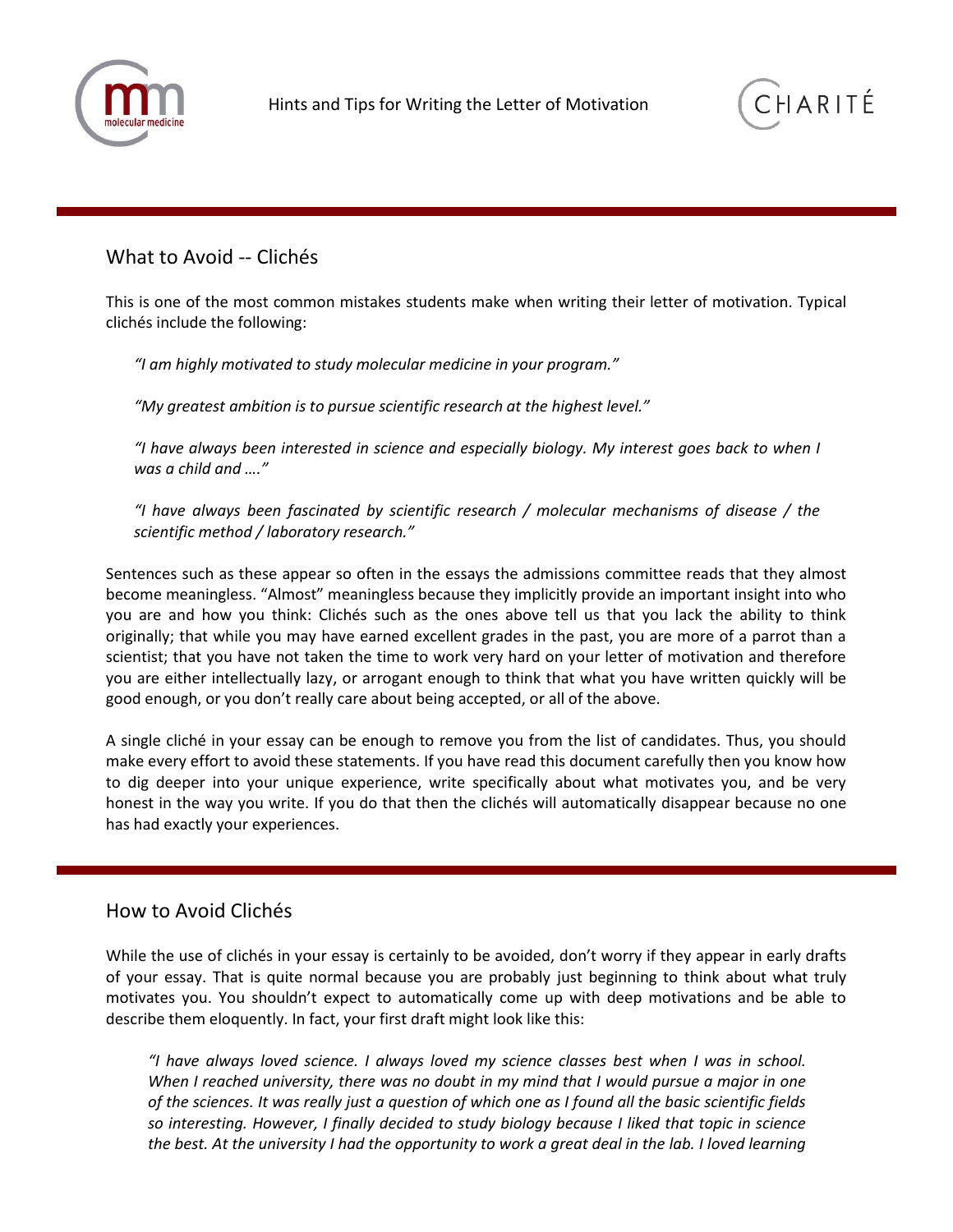## What to Avoid -- Clichés

This is one of the most common mistakes students make when writing their letter of motivation. Typical clichés include the following:

> *"I am highly motivated to study molecular medicine in your program."*
>
> *"My greatest ambition is to pursue scientific research at the highest level."*
>
> *"I have always been interested in science and especially biology. My interest goes back to when I was a child and …."*
>
> *"I have always been fascinated by scientific research / molecular mechanisms of disease / the scientific method / laboratory research."*

Sentences such as these appear so often in the essays the admissions committee reads that they almost become meaningless. "Almost" meaningless because they implicitly provide an important insight into who you are and how you think: Clichés such as the ones above tell us that you lack the ability to think originally; that while you may have earned excellent grades in the past, you are more of a parrot than a scientist; that you have not taken the time to work very hard on your letter of motivation and therefore you are either intellectually lazy, or arrogant enough to think that what you have written quickly will be good enough, or you don't really care about being accepted, or all of the above.

A single cliché in your essay can be enough to remove you from the list of candidates. Thus, you should make every effort to avoid these statements. If you have read this document carefully then you know how to dig deeper into your unique experience, write specifically about what motivates you, and be very honest in the way you write. If you do that then the clichés will automatically disappear because no one has had exactly your experiences.

## How to Avoid Clichés

While the use of clichés in your essay is certainly to be avoided, don't worry if they appear in early drafts of your essay. That is quite normal because you are probably just beginning to think about what truly motivates you. You shouldn't expect to automatically come up with deep motivations and be able to describe them eloquently. In fact, your first draft might look like this:

> *"I have always loved science. I always loved my science classes best when I was in school. When I reached university, there was no doubt in my mind that I would pursue a major in one of the sciences. It was really just a question of which one as I found all the basic scientific fields so interesting. However, I finally decided to study biology because I liked that topic in science the best. At the university I had the opportunity to work a great deal in the lab. I loved learning*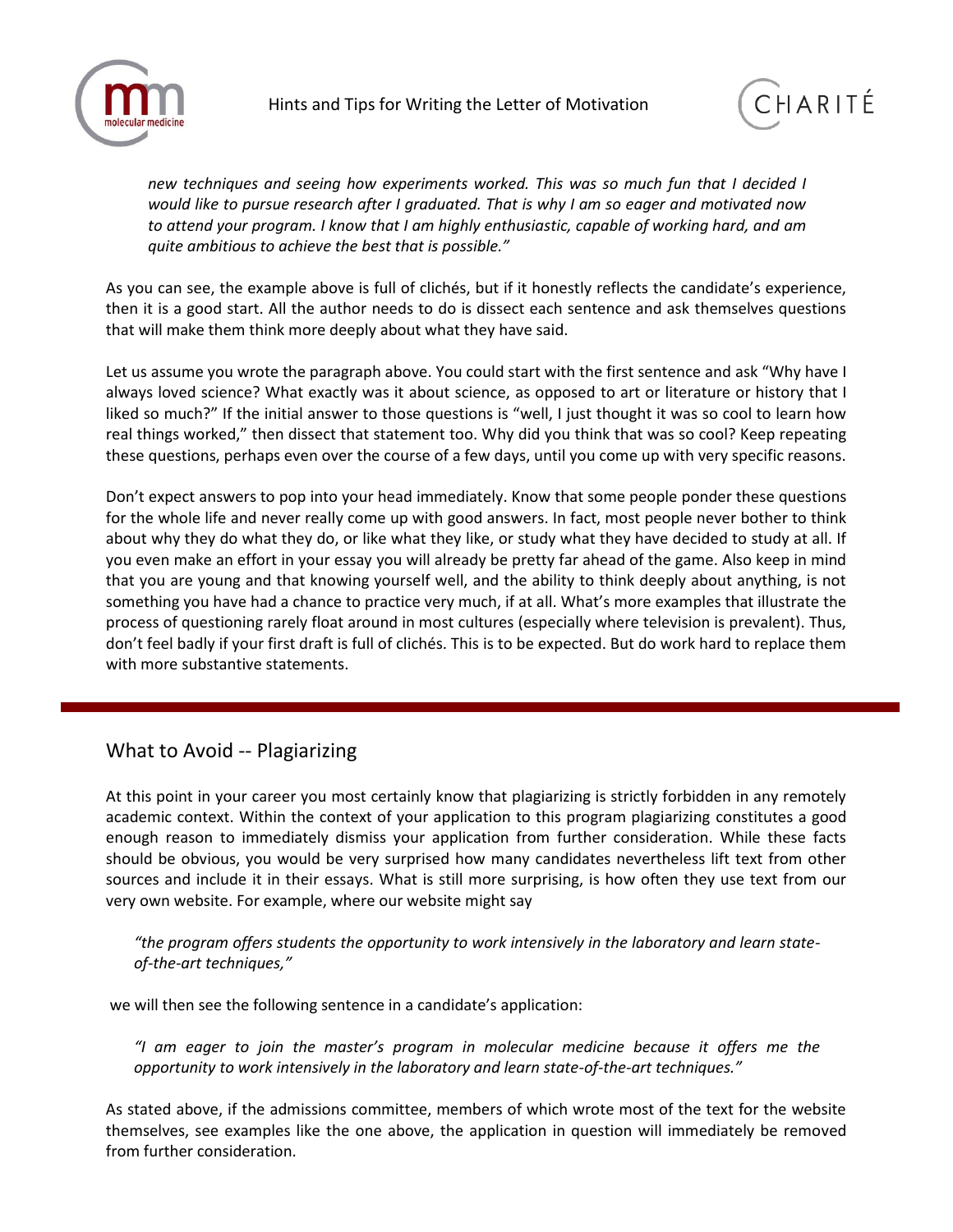*new techniques and seeing how experiments worked. This was so much fun that I decided I would like to pursue research after I graduated. That is why I am so eager and motivated now to attend your program. I know that I am highly enthusiastic, capable of working hard, and am quite ambitious to achieve the best that is possible."*

As you can see, the example above is full of clichés, but if it honestly reflects the candidate's experience, then it is a good start. All the author needs to do is dissect each sentence and ask themselves questions that will make them think more deeply about what they have said.

Let us assume you wrote the paragraph above. You could start with the first sentence and ask "Why have I always loved science? What exactly was it about science, as opposed to art or literature or history that I liked so much?" If the initial answer to those questions is "well, I just thought it was so cool to learn how real things worked," then dissect that statement too. Why did you think that was so cool? Keep repeating these questions, perhaps even over the course of a few days, until you come up with very specific reasons.

Don't expect answers to pop into your head immediately. Know that some people ponder these questions for the whole life and never really come up with good answers. In fact, most people never bother to think about why they do what they do, or like what they like, or study what they have decided to study at all. If you even make an effort in your essay you will already be pretty far ahead of the game. Also keep in mind that you are young and that knowing yourself well, and the ability to think deeply about anything, is not something you have had a chance to practice very much, if at all. What's more examples that illustrate the process of questioning rarely float around in most cultures (especially where television is prevalent). Thus, don't feel badly if your first draft is full of clichés. This is to be expected. But do work hard to replace them with more substantive statements.

## What to Avoid -- Plagiarizing

At this point in your career you most certainly know that plagiarizing is strictly forbidden in any remotely academic context. Within the context of your application to this program plagiarizing constitutes a good enough reason to immediately dismiss your application from further consideration. While these facts should be obvious, you would be very surprised how many candidates nevertheless lift text from other sources and include it in their essays. What is still more surprising, is how often they use text from our very own website. For example, where our website might say

> *"the program offers students the opportunity to work intensively in the laboratory and learn state-of-the-art techniques,"*

we will then see the following sentence in a candidate's application:

> *"I am eager to join the master's program in molecular medicine because it offers me the opportunity to work intensively in the laboratory and learn state-of-the-art techniques."*

As stated above, if the admissions committee, members of which wrote most of the text for the website themselves, see examples like the one above, the application in question will immediately be removed from further consideration.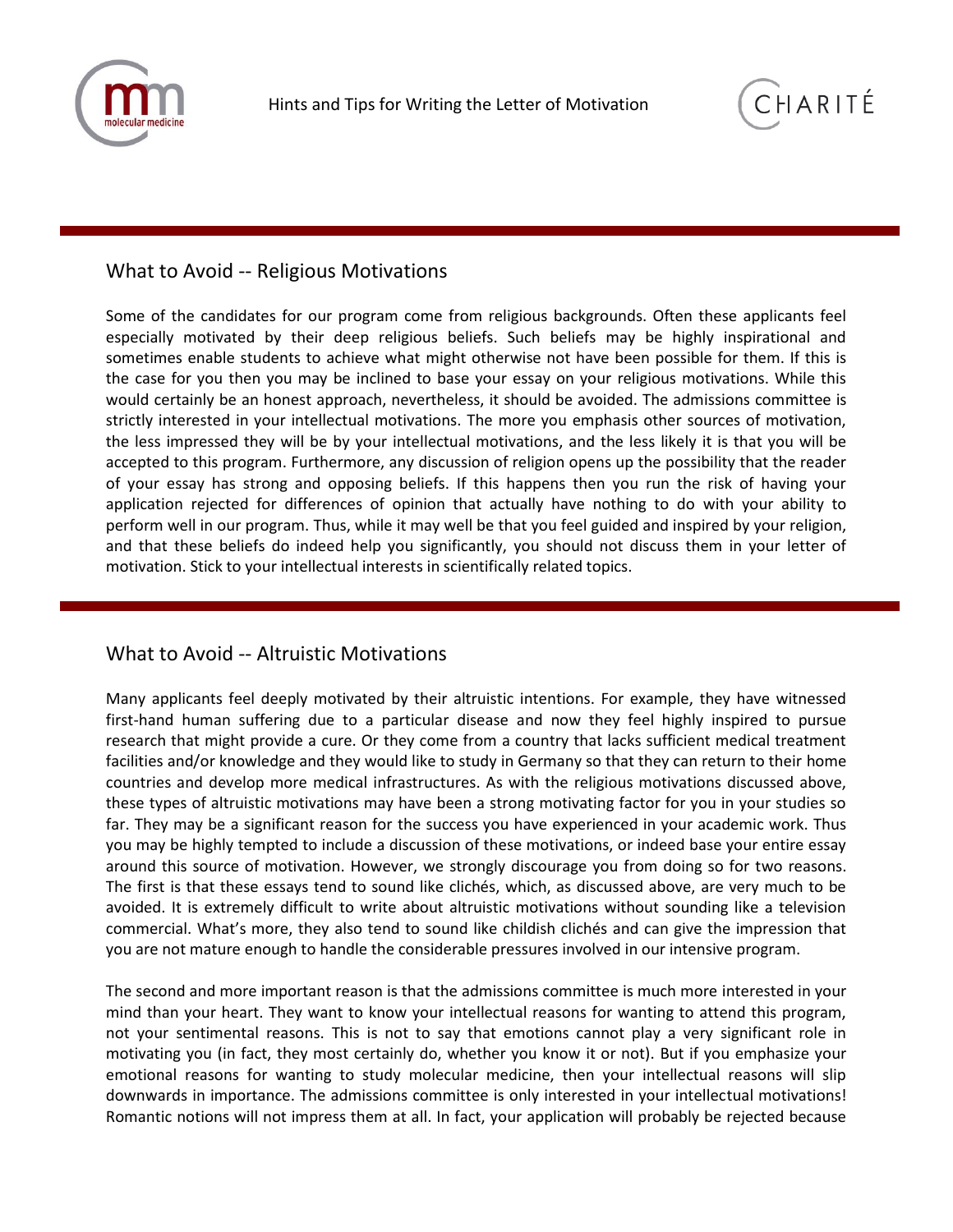## What to Avoid -- Religious Motivations

Some of the candidates for our program come from religious backgrounds. Often these applicants feel especially motivated by their deep religious beliefs. Such beliefs may be highly inspirational and sometimes enable students to achieve what might otherwise not have been possible for them. If this is the case for you then you may be inclined to base your essay on your religious motivations. While this would certainly be an honest approach, nevertheless, it should be avoided. The admissions committee is strictly interested in your intellectual motivations. The more you emphasis other sources of motivation, the less impressed they will be by your intellectual motivations, and the less likely it is that you will be accepted to this program. Furthermore, any discussion of religion opens up the possibility that the reader of your essay has strong and opposing beliefs. If this happens then you run the risk of having your application rejected for differences of opinion that actually have nothing to do with your ability to perform well in our program. Thus, while it may well be that you feel guided and inspired by your religion, and that these beliefs do indeed help you significantly, you should not discuss them in your letter of motivation. Stick to your intellectual interests in scientifically related topics.

## What to Avoid -- Altruistic Motivations

Many applicants feel deeply motivated by their altruistic intentions. For example, they have witnessed first-hand human suffering due to a particular disease and now they feel highly inspired to pursue research that might provide a cure. Or they come from a country that lacks sufficient medical treatment facilities and/or knowledge and they would like to study in Germany so that they can return to their home countries and develop more medical infrastructures. As with the religious motivations discussed above, these types of altruistic motivations may have been a strong motivating factor for you in your studies so far. They may be a significant reason for the success you have experienced in your academic work. Thus you may be highly tempted to include a discussion of these motivations, or indeed base your entire essay around this source of motivation. However, we strongly discourage you from doing so for two reasons. The first is that these essays tend to sound like clichés, which, as discussed above, are very much to be avoided. It is extremely difficult to write about altruistic motivations without sounding like a television commercial. What's more, they also tend to sound like childish clichés and can give the impression that you are not mature enough to handle the considerable pressures involved in our intensive program.

The second and more important reason is that the admissions committee is much more interested in your mind than your heart. They want to know your intellectual reasons for wanting to attend this program, not your sentimental reasons. This is not to say that emotions cannot play a very significant role in motivating you (in fact, they most certainly do, whether you know it or not). But if you emphasize your emotional reasons for wanting to study molecular medicine, then your intellectual reasons will slip downwards in importance. The admissions committee is only interested in your intellectual motivations! Romantic notions will not impress them at all. In fact, your application will probably be rejected because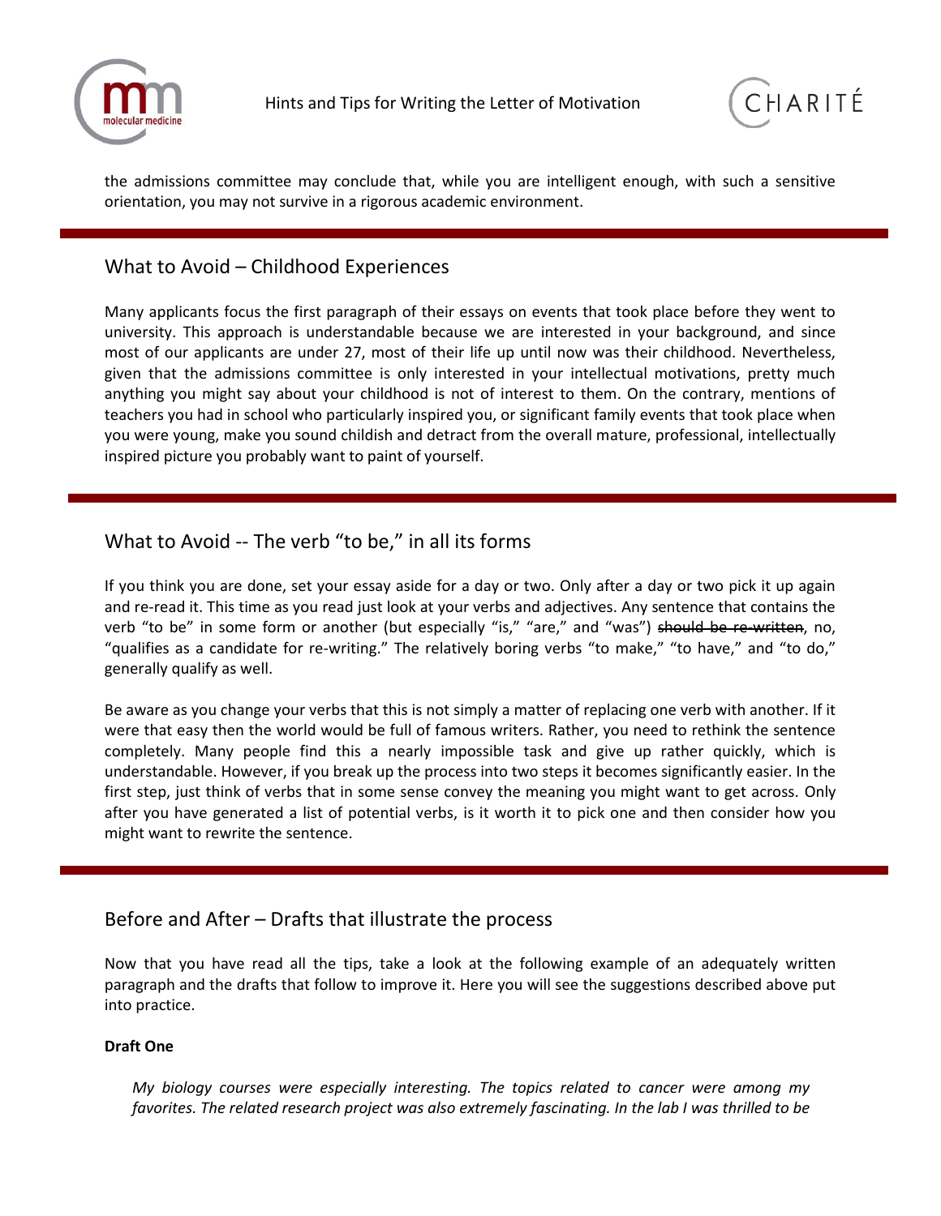the admissions committee may conclude that, while you are intelligent enough, with such a sensitive orientation, you may not survive in a rigorous academic environment.

## What to Avoid – Childhood Experiences

Many applicants focus the first paragraph of their essays on events that took place before they went to university. This approach is understandable because we are interested in your background, and since most of our applicants are under 27, most of their life up until now was their childhood. Nevertheless, given that the admissions committee is only interested in your intellectual motivations, pretty much anything you might say about your childhood is not of interest to them. On the contrary, mentions of teachers you had in school who particularly inspired you, or significant family events that took place when you were young, make you sound childish and detract from the overall mature, professional, intellectually inspired picture you probably want to paint of yourself.

## What to Avoid -- The verb "to be," in all its forms

If you think you are done, set your essay aside for a day or two. Only after a day or two pick it up again and re-read it. This time as you read just look at your verbs and adjectives. Any sentence that contains the verb "to be" in some form or another (but especially "is," "are," and "was") ~~should be re-written~~, no, "qualifies as a candidate for re-writing." The relatively boring verbs "to make," "to have," and "to do," generally qualify as well.

Be aware as you change your verbs that this is not simply a matter of replacing one verb with another. If it were that easy then the world would be full of famous writers. Rather, you need to rethink the sentence completely. Many people find this a nearly impossible task and give up rather quickly, which is understandable. However, if you break up the process into two steps it becomes significantly easier. In the first step, just think of verbs that in some sense convey the meaning you might want to get across. Only after you have generated a list of potential verbs, is it worth it to pick one and then consider how you might want to rewrite the sentence.

## Before and After – Drafts that illustrate the process

Now that you have read all the tips, take a look at the following example of an adequately written paragraph and the drafts that follow to improve it. Here you will see the suggestions described above put into practice.

**Draft One**

*My biology courses were especially interesting. The topics related to cancer were among my favorites. The related research project was also extremely fascinating. In the lab I was thrilled to be*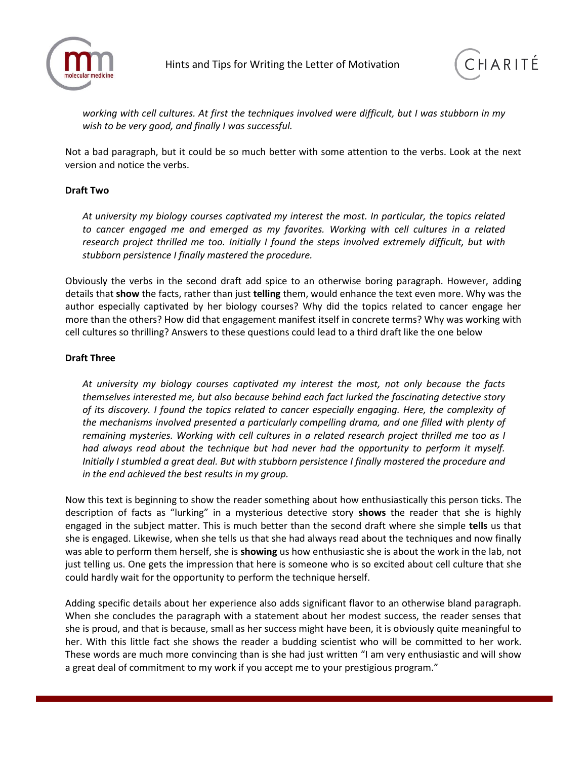*working with cell cultures. At first the techniques involved were difficult, but I was stubborn in my wish to be very good, and finally I was successful.*

Not a bad paragraph, but it could be so much better with some attention to the verbs. Look at the next version and notice the verbs.

**Draft Two**

*At university my biology courses captivated my interest the most. In particular, the topics related to cancer engaged me and emerged as my favorites. Working with cell cultures in a related research project thrilled me too. Initially I found the steps involved extremely difficult, but with stubborn persistence I finally mastered the procedure.*

Obviously the verbs in the second draft add spice to an otherwise boring paragraph. However, adding details that **show** the facts, rather than just **telling** them, would enhance the text even more. Why was the author especially captivated by her biology courses? Why did the topics related to cancer engage her more than the others? How did that engagement manifest itself in concrete terms? Why was working with cell cultures so thrilling? Answers to these questions could lead to a third draft like the one below

**Draft Three**

*At university my biology courses captivated my interest the most, not only because the facts themselves interested me, but also because behind each fact lurked the fascinating detective story of its discovery. I found the topics related to cancer especially engaging. Here, the complexity of the mechanisms involved presented a particularly compelling drama, and one filled with plenty of remaining mysteries. Working with cell cultures in a related research project thrilled me too as I had always read about the technique but had never had the opportunity to perform it myself. Initially I stumbled a great deal. But with stubborn persistence I finally mastered the procedure and in the end achieved the best results in my group.*

Now this text is beginning to show the reader something about how enthusiastically this person ticks. The description of facts as "lurking" in a mysterious detective story **shows** the reader that she is highly engaged in the subject matter. This is much better than the second draft where she simple **tells** us that she is engaged. Likewise, when she tells us that she had always read about the techniques and now finally was able to perform them herself, she is **showing** us how enthusiastic she is about the work in the lab, not just telling us. One gets the impression that here is someone who is so excited about cell culture that she could hardly wait for the opportunity to perform the technique herself.

Adding specific details about her experience also adds significant flavor to an otherwise bland paragraph. When she concludes the paragraph with a statement about her modest success, the reader senses that she is proud, and that is because, small as her success might have been, it is obviously quite meaningful to her. With this little fact she shows the reader a budding scientist who will be committed to her work. These words are much more convincing than is she had just written "I am very enthusiastic and will show a great deal of commitment to my work if you accept me to your prestigious program."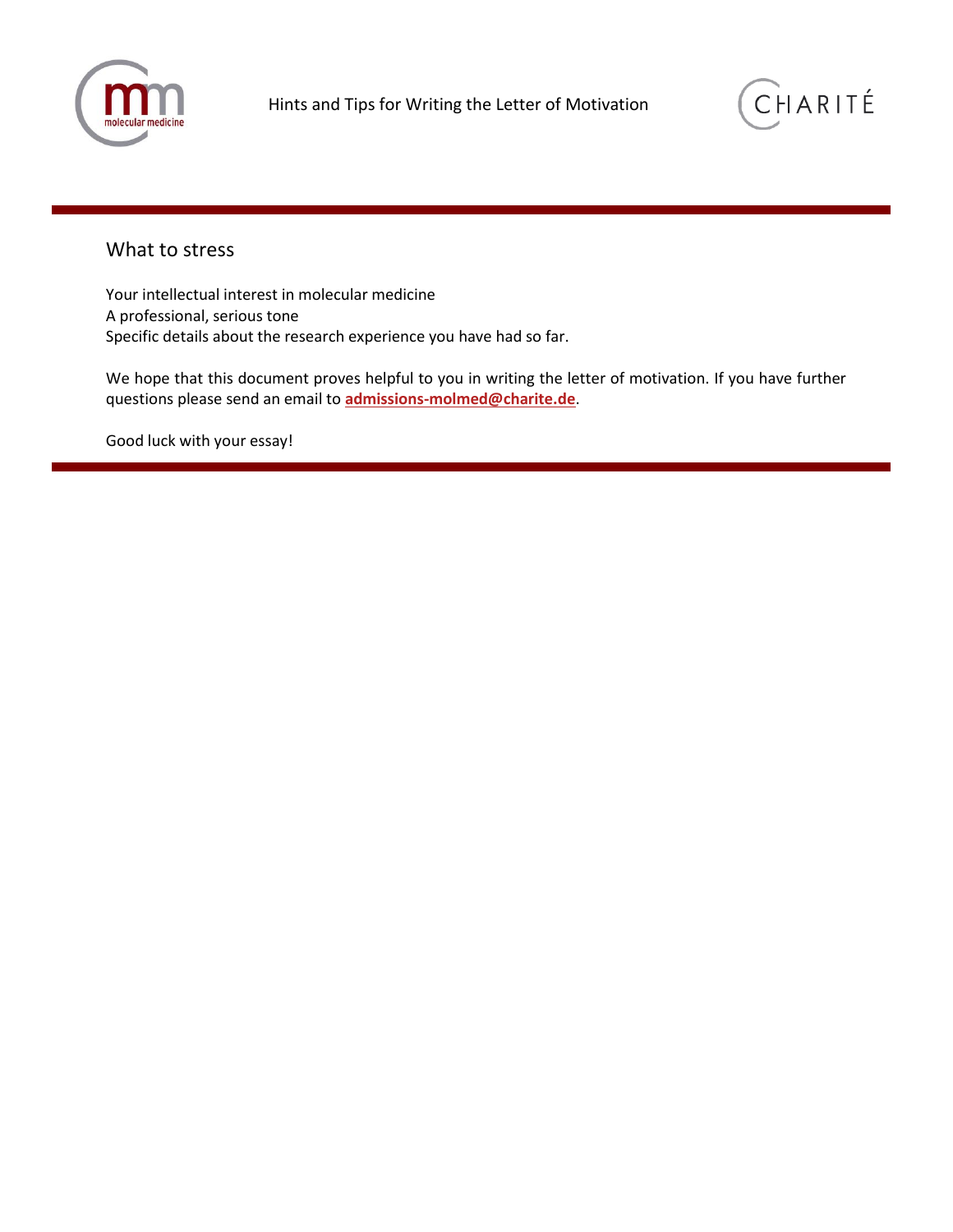## What to stress

Your intellectual interest in molecular medicine
A professional, serious tone
Specific details about the research experience you have had so far.

We hope that this document proves helpful to you in writing the letter of motivation. If you have further questions please send an email to **admissions-molmed@charite.de**.

Good luck with your essay!